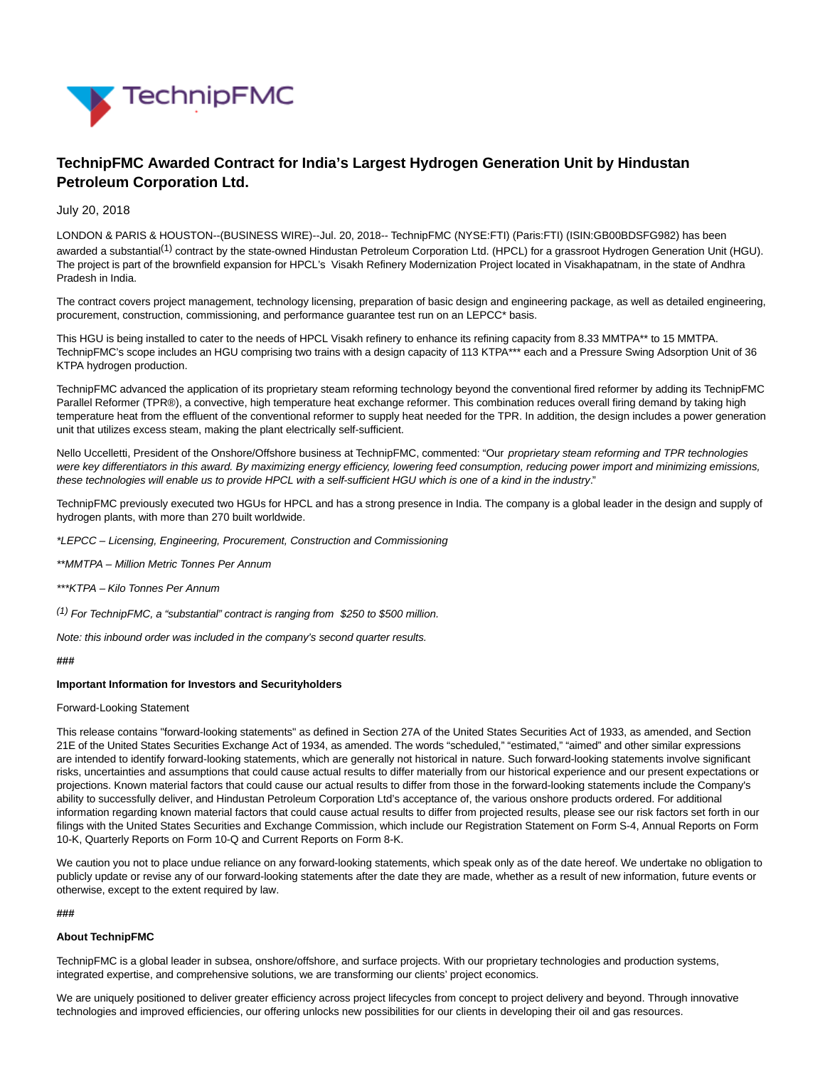# TechnipFMC Awarded Contract for India's Largest Hydrogen Generation Unit by Hindustan Petroleum Corporation Ltd.

July 20, 2018

LONDON & PARIS & HOUSTON--(BUSINESS WIRE)--Jul. 20, 2018-- TechnipFMC (NYSE:FTI) (Paris:FTI) (ISIN:GB00BDSFG982) has been awarded a substantial[(1)] contract by the state-owned Hindustan Petroleum Corporation Ltd. (HPCL) for a grassroot Hydrogen Generation Unit (HGU). The project is part of the brownfield expansion for HPCL's Visakh Refinery Modernization Project located in Visakhapatnam, in the state of Andhra Pradesh in India.

The contract covers project management, technology licensing, preparation of basic design and engineering package, as well as detailed engineering, procurement, construction, commissioning, and performance guarantee test run on an LEPCC* basis.

This HGU is being installed to cater to the needs of HPCL Visakh refinery to enhance its refining capacity from 8.33 MMTPA** to 15 MMTPA. TechnipFMC's scope includes an HGU comprising two trains with a design capacity of 113 KTPA*** each and a Pressure Swing Adsorption Unit of 36 KTPA hydrogen production.

TechnipFMC advanced the application of its proprietary steam reforming technology beyond the conventional fired reformer by adding its TechnipFMC Parallel Reformer (TPR®), a convective, high temperature heat exchange reformer. This combination reduces overall firing demand by taking high temperature heat from the effluent of the conventional reformer to supply heat needed for the TPR. In addition, the design includes a power generation unit that utilizes excess steam, making the plant electrically self-sufficient.

Nello Uccelletti, President of the Onshore/Offshore business at TechnipFMC, commented: "Our *proprietary steam reforming and TPR technologies were key differentiators in this award. By maximizing energy efficiency, lowering feed consumption, reducing power import and minimizing emissions, these technologies will enable us to provide HPCL with a self-sufficient HGU which is one of a kind in the industry*."

TechnipFMC previously executed two HGUs for HPCL and has a strong presence in India. The company is a global leader in the design and supply of hydrogen plants, with more than 270 built worldwide.

*\*LEPCC – Licensing, Engineering, Procurement, Construction and Commissioning*

*\*\*MMTPA – Million Metric Tonnes Per Annum*

*\*\*\*KTPA – Kilo Tonnes Per Annum*

*[(1)] For TechnipFMC, a "substantial" contract is ranging from $250 to $500 million.*

*Note: this inbound order was included in the company's second quarter results.*

**###**

**Important Information for Investors and Securityholders**

Forward-Looking Statement

This release contains "forward-looking statements" as defined in Section 27A of the United States Securities Act of 1933, as amended, and Section 21E of the United States Securities Exchange Act of 1934, as amended. The words "scheduled," "estimated," "aimed" and other similar expressions are intended to identify forward-looking statements, which are generally not historical in nature. Such forward-looking statements involve significant risks, uncertainties and assumptions that could cause actual results to differ materially from our historical experience and our present expectations or projections. Known material factors that could cause our actual results to differ from those in the forward-looking statements include the Company's ability to successfully deliver, and Hindustan Petroleum Corporation Ltd's acceptance of, the various onshore products ordered. For additional information regarding known material factors that could cause actual results to differ from projected results, please see our risk factors set forth in our filings with the United States Securities and Exchange Commission, which include our Registration Statement on Form S-4, Annual Reports on Form 10-K, Quarterly Reports on Form 10-Q and Current Reports on Form 8-K.

We caution you not to place undue reliance on any forward-looking statements, which speak only as of the date hereof. We undertake no obligation to publicly update or revise any of our forward-looking statements after the date they are made, whether as a result of new information, future events or otherwise, except to the extent required by law.

**###**

**About TechnipFMC**

TechnipFMC is a global leader in subsea, onshore/offshore, and surface projects. With our proprietary technologies and production systems, integrated expertise, and comprehensive solutions, we are transforming our clients' project economics.

We are uniquely positioned to deliver greater efficiency across project lifecycles from concept to project delivery and beyond. Through innovative technologies and improved efficiencies, our offering unlocks new possibilities for our clients in developing their oil and gas resources.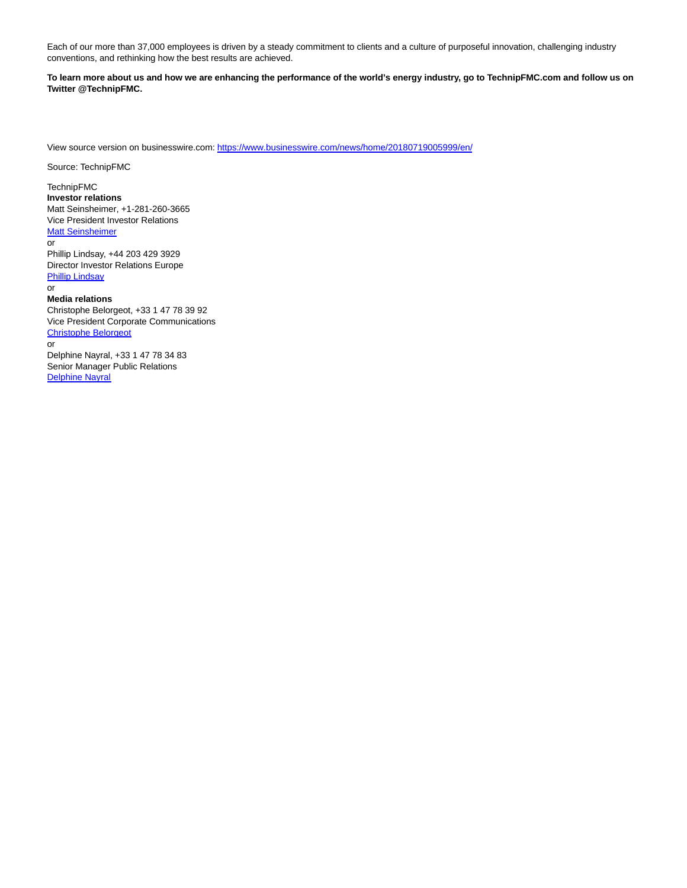Each of our more than 37,000 employees is driven by a steady commitment to clients and a culture of purposeful innovation, challenging industry conventions, and rethinking how the best results are achieved.

**To learn more about us and how we are enhancing the performance of the world's energy industry, go to TechnipFMC.com and follow us on Twitter @TechnipFMC.**

View source version on businesswire.com: https://www.businesswire.com/news/home/20180719005999/en/

Source: TechnipFMC

TechnipFMC
**Investor relations**
Matt Seinsheimer, +1-281-260-3665
Vice President Investor Relations
Matt Seinsheimer
or
Phillip Lindsay, +44 203 429 3929
Director Investor Relations Europe
Phillip Lindsay
or
**Media relations**
Christophe Belorgeot, +33 1 47 78 39 92
Vice President Corporate Communications
Christophe Belorgeot
or
Delphine Nayral, +33 1 47 78 34 83
Senior Manager Public Relations
Delphine Nayral